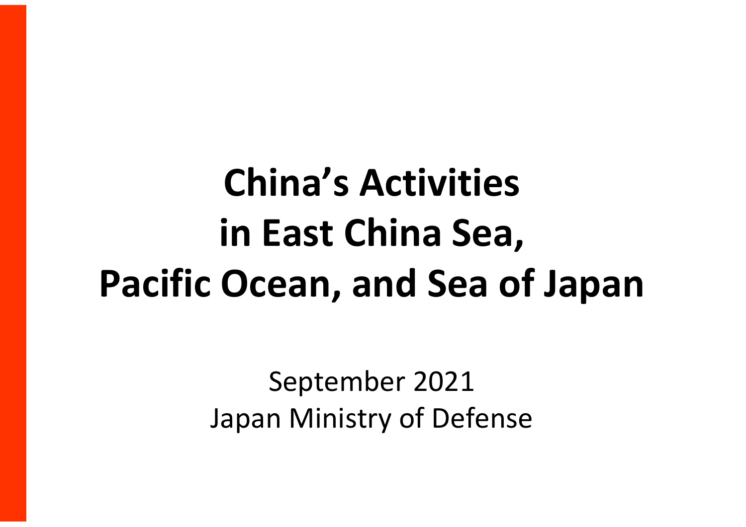# China's Activities in East China Sea, Pacific Ocean, and Sea of Japan

September 2021

Japan Ministry of Defense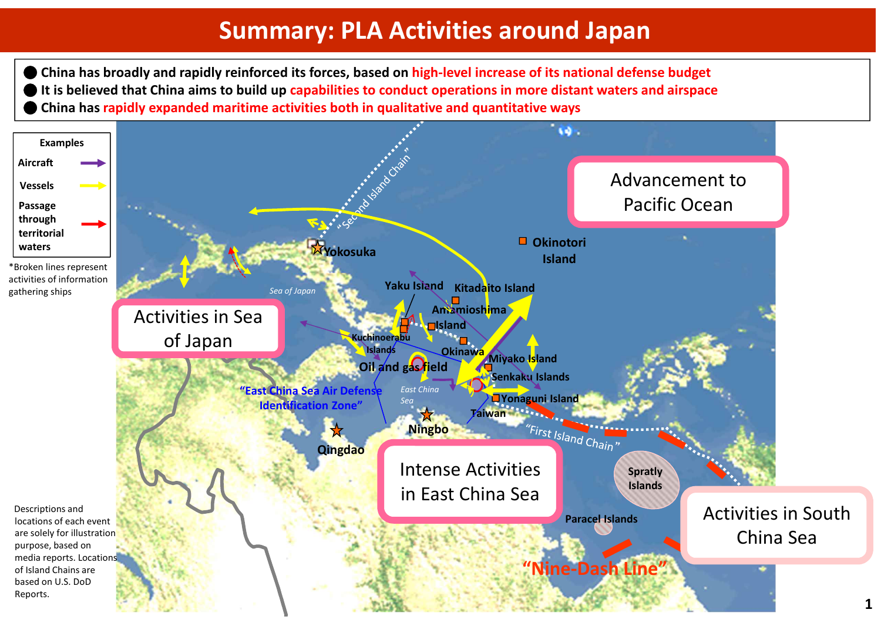# Summary: PLA Activities around Japan

- China has broadly and rapidly reinforced its forces, based on **high-level increase of its national defense budget**
- It is believed that China aims to build up **capabilities to conduct operations in more distant waters and airspace**
- China has **rapidly expanded maritime activities both in qualitative and quantitative ways**

**Examples**

- Aircraft
- Vessels
- Passage through territorial waters

*Broken lines represent activities of information gathering ships

Advancement to Pacific Ocean

Activities in Sea of Japan

Intense Activities in East China Sea

Activities in South China Sea

Yokosuka, Sea of Japan, "Second Island Chain", Okinotori Island, Yaku Island, Kitadaito Island, Amamioshima Island, Kuchinoerabu Islands, Okinawa, Oil and gas field, Miyako Island, Senkaku Islands, "East China Sea Air Defense Identification Zone", East China Sea, Yonaguni Island, Taiwan, Ningbo, Qingdao, "First Island Chain", Spratly Islands, Paracel Islands, "Nine-Dash Line"

Descriptions and locations of each event are solely for illustration purpose, based on media reports. Locations of Island Chains are based on U.S. DoD Reports.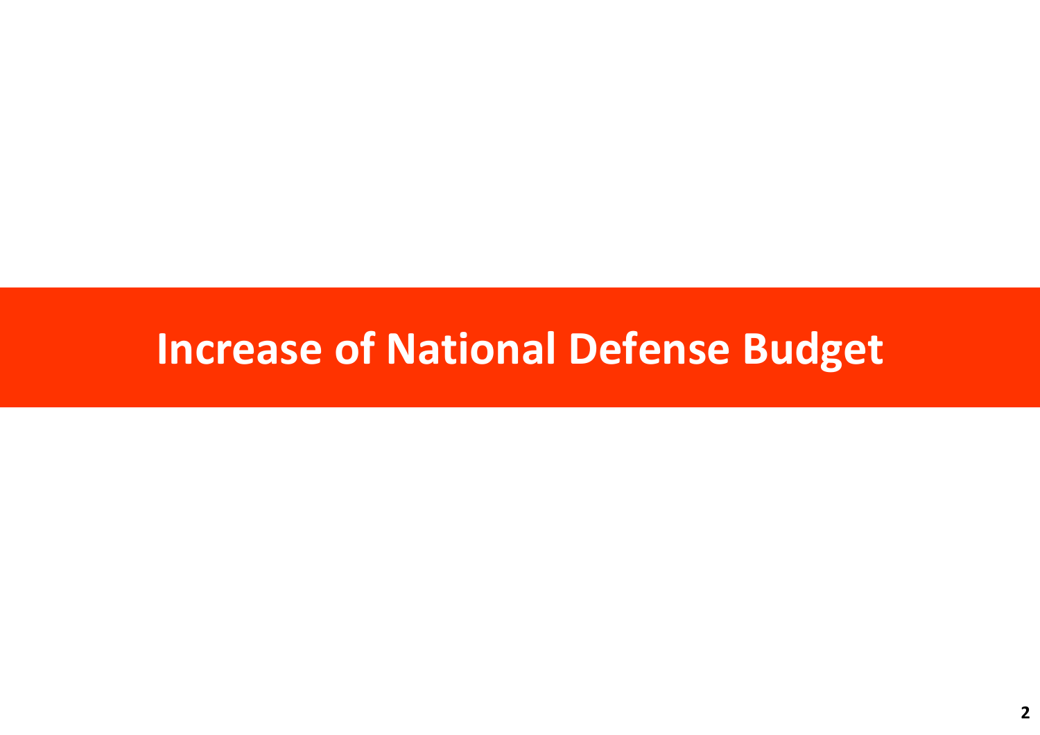# Increase of National Defense Budget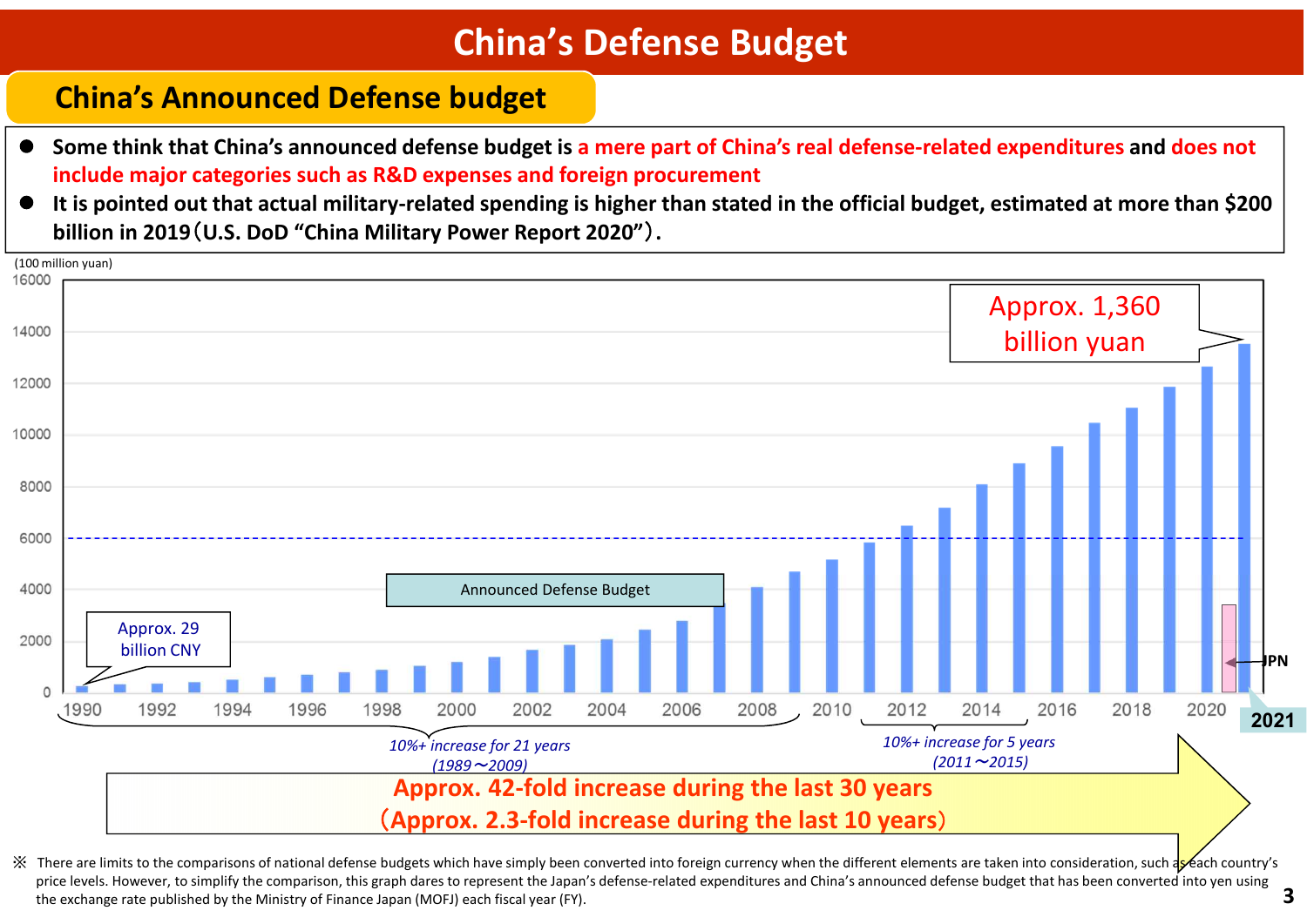# China's Defense Budget

## China's Announced Defense budget

- Some think that China's announced defense budget is **a mere part of China's real defense-related expenditures** and **does not include major categories such as R&D expenses and foreign procurement**
- It is pointed out that actual military-related spending is higher than stated in the official budget, estimated at more than $200 billion in 2019（U.S. DoD "China Military Power Report 2020"）.

(100 million yuan)

Approx. 1,360 billion yuan

Announced Defense Budget

Approx. 29 billion CNY

JPN

2021

*10%+ increase for 21 years (1989～2009)*

*10%+ increase for 5 years (2011～2015)*

**Approx. 42-fold increase during the last 30 years**
**（Approx. 2.3-fold increase during the last 10 years）**

※ There are limits to the comparisons of national defense budgets which have simply been converted into foreign currency when the different elements are taken into consideration, such as each country's price levels. However, to simplify the comparison, this graph dares to represent the Japan's defense-related expenditures and China's announced defense budget that has been converted into yen using the exchange rate published by the Ministry of Finance Japan (MOFJ) each fiscal year (FY).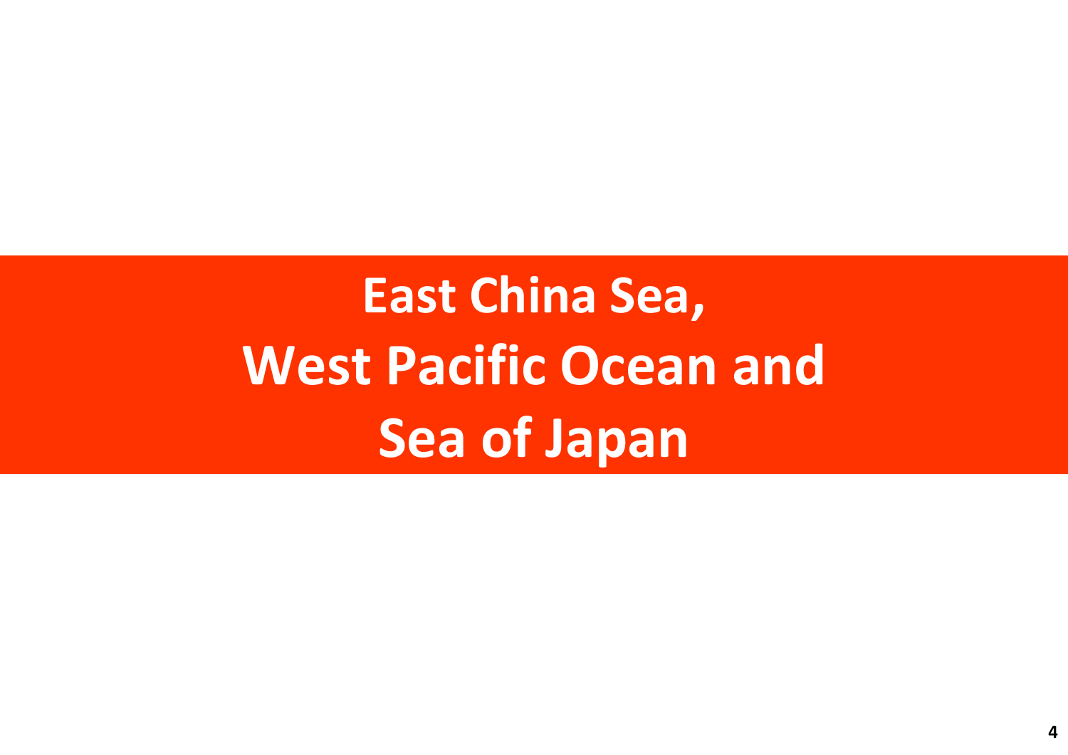# East China Sea, West Pacific Ocean and Sea of Japan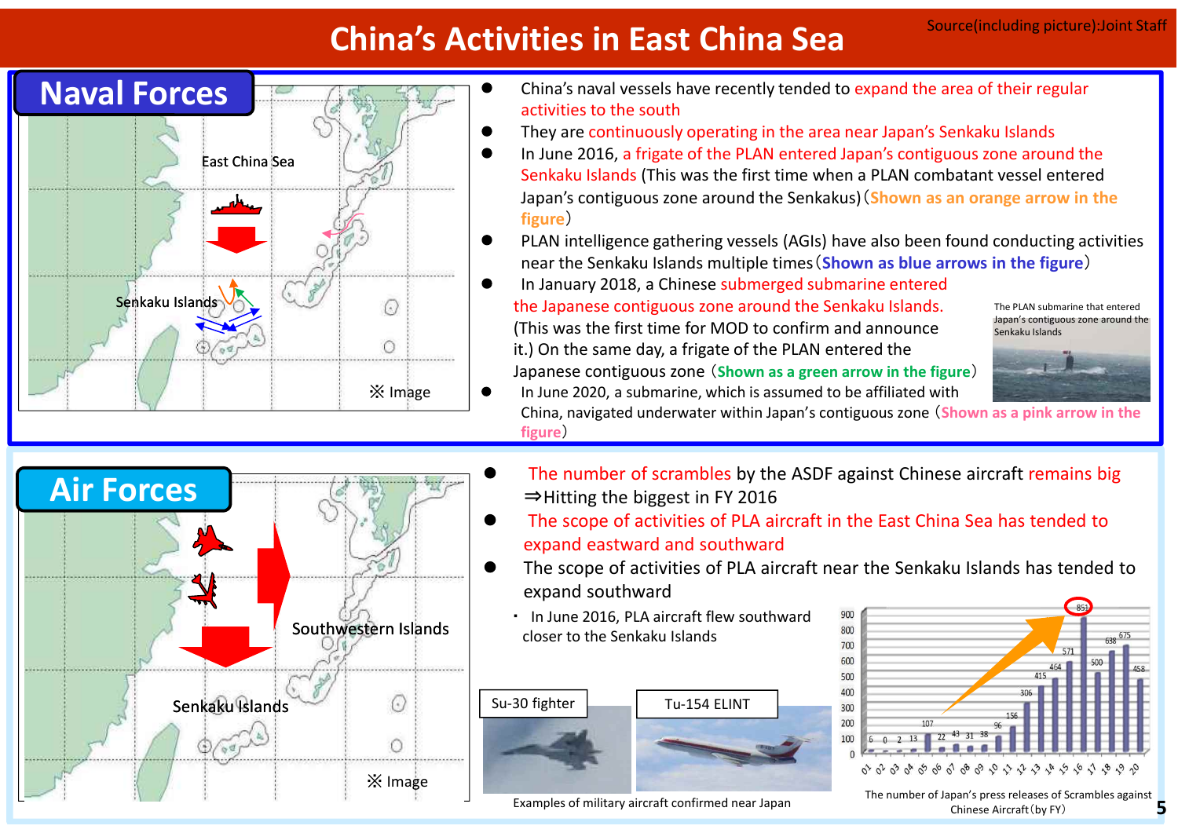# China's Activities in East China Sea

Source(including picture):Joint Staff

## Naval Forces

East China Sea

Senkaku Islands

※ Image

- China's naval vessels have recently tended to expand the area of their regular activities to the south
- They are continuously operating in the area near Japan's Senkaku Islands
- In June 2016, a frigate of the PLAN entered Japan's contiguous zone around the Senkaku Islands (This was the first time when a PLAN combatant vessel entered Japan's contiguous zone around the Senkakus)（Shown as an orange arrow in the figure）
- PLAN intelligence gathering vessels (AGIs) have also been found conducting activities near the Senkaku Islands multiple times（Shown as blue arrows in the figure）
- In January 2018, a Chinese submerged submarine entered the Japanese contiguous zone around the Senkaku Islands. (This was the first time for MOD to confirm and announce it.) On the same day, a frigate of the PLAN entered the Japanese contiguous zone（Shown as a green arrow in the figure）
- In June 2020, a submarine, which is assumed to be affiliated with China, navigated underwater within Japan's contiguous zone（Shown as a pink arrow in the figure）

The PLAN submarine that entered Japan's contiguous zone around the Senkaku Islands

## Air Forces

Southwestern Islands

Senkaku Islands

※ Image

- The number of scrambles by the ASDF against Chinese aircraft remains big
  ⇒Hitting the biggest in FY 2016
- The scope of activities of PLA aircraft in the East China Sea has tended to expand eastward and southward
- The scope of activities of PLA aircraft near the Senkaku Islands has tended to expand southward
  - In June 2016, PLA aircraft flew southward closer to the Senkaku Islands

Su-30 fighter

Tu-154 ELINT

Examples of military aircraft confirmed near Japan

| FY | 01 | 02 | 03 | 04 | 05 | 06 | 07 | 08 | 09 | 10 | 11 | 12 | 13 | 14 | 15 | 16 | 17 | 18 | 19 | 20 |
|---|---|---|---|---|---|---|---|---|---|---|---|---|---|---|---|---|---|---|---|---|
| Scrambles | 6 | 0 | 2 | 13 | 107 | 22 | 43 | 31 | 38 | 96 | 156 | 306 | 415 | 464 | 571 | 851 | 500 | 638 | 675 | 458 |

The number of Japan's press releases of Scrambles against Chinese Aircraft（by FY）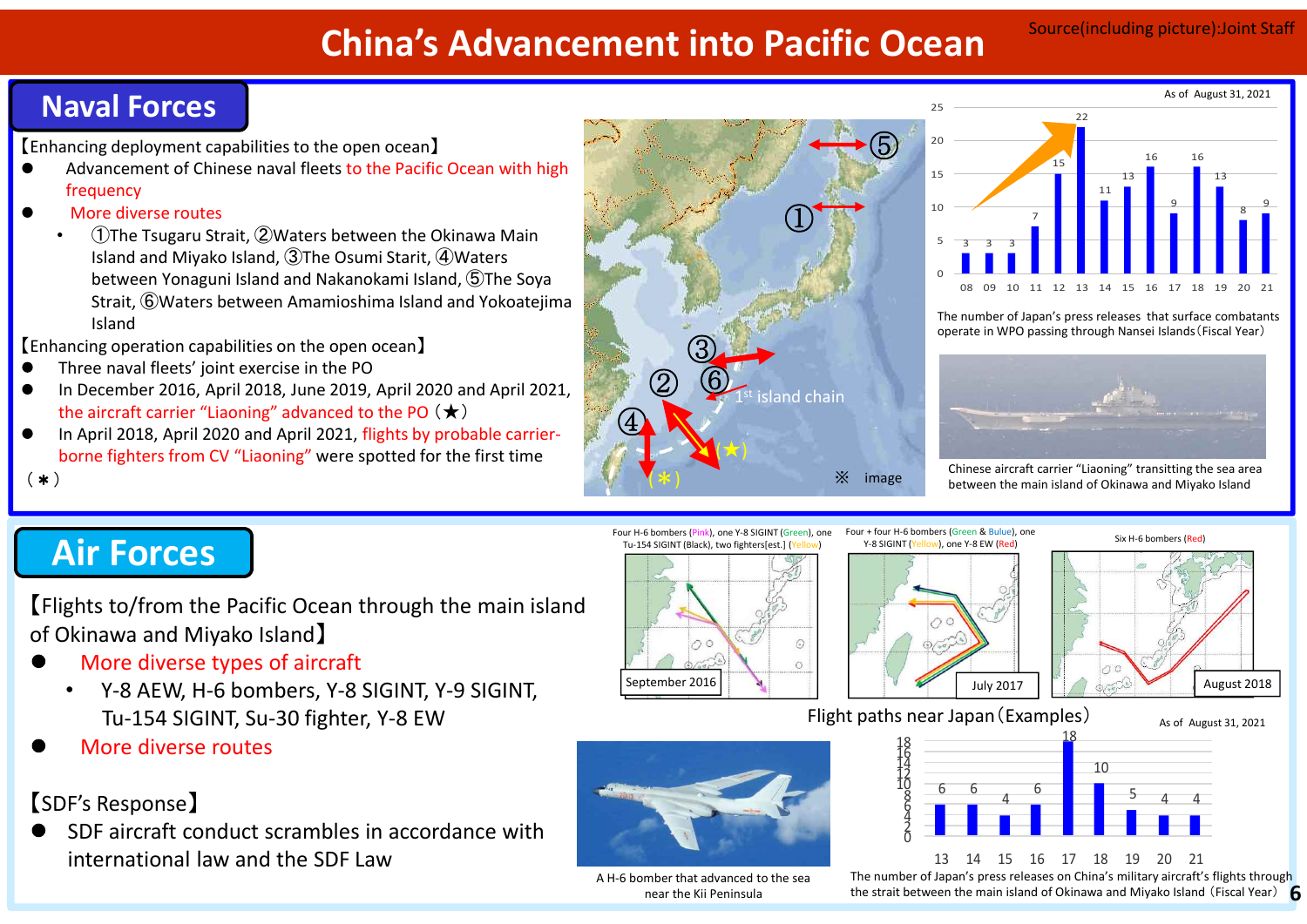# China's Advancement into Pacific Ocean

Source(including picture):Joint Staff

## Naval Forces

【Enhancing deployment capabilities to the open ocean】

- Advancement of Chinese naval fleets to the Pacific Ocean with high frequency
- More diverse routes
  - ①The Tsugaru Strait, ②Waters between the Okinawa Main Island and Miyako Island, ③The Osumi Strait, ④Waters between Yonaguni Island and Nakanokami Island, ⑤The Soya Strait, ⑥Waters between Amamioshima Island and Yokoatejima Island

【Enhancing operation capabilities on the open ocean】

- Three naval fleets' joint exercise in the PO
- In December 2016, April 2018, June 2019, April 2020 and April 2021, the aircraft carrier "Liaoning" advanced to the PO (★)
- In April 2018, April 2020 and April 2021, flights by probable carrier-borne fighters from CV "Liaoning" were spotted for the first time (＊)

1st island chain

※ image

As of August 31, 2021

| FY | 08 | 09 | 10 | 11 | 12 | 13 | 14 | 15 | 16 | 17 | 18 | 19 | 20 | 21 |
|---|---|---|---|---|---|---|---|---|---|---|---|---|---|---|
| Number | 3 | 3 | 3 | 7 | 15 | 22 | 11 | 13 | 16 | 9 | 16 | 13 | 8 | 9 |

The number of Japan's press releases that surface combatants operate in WPO passing through Nansei Islands (Fiscal Year)

Chinese aircraft carrier "Liaoning" transitting the sea area between the main island of Okinawa and Miyako Island

## Air Forces

【Flights to/from the Pacific Ocean through the main island of Okinawa and Miyako Island】

- More diverse types of aircraft
  - Y-8 AEW, H-6 bombers, Y-8 SIGINT, Y-9 SIGINT, Tu-154 SIGINT, Su-30 fighter, Y-8 EW
- More diverse routes

【SDF's Response】

- SDF aircraft conduct scrambles in accordance with international law and the SDF Law

September 2016: Four H-6 bombers (Pink), one Y-8 SIGINT (Green), one Tu-154 SIGINT (Black), two fighters[est.] (Yellow)

July 2017: Four + four H-6 bombers (Green & Bulue), one Y-8 SIGINT (Yellow), one Y-8 EW (Red)

August 2018: Six H-6 bombers (Red)

Flight paths near Japan (Examples)

A H-6 bomber that advanced to the sea near the Kii Peninsula

As of August 31, 2021

| FY | 13 | 14 | 15 | 16 | 17 | 18 | 19 | 20 | 21 |
|---|---|---|---|---|---|---|---|---|---|
| Number | 6 | 6 | 4 | 6 | 18 | 10 | 5 | 4 | 4 |

The number of Japan's press releases on China's military aircraft's flights through the strait between the main island of Okinawa and Miyako Island (Fiscal Year)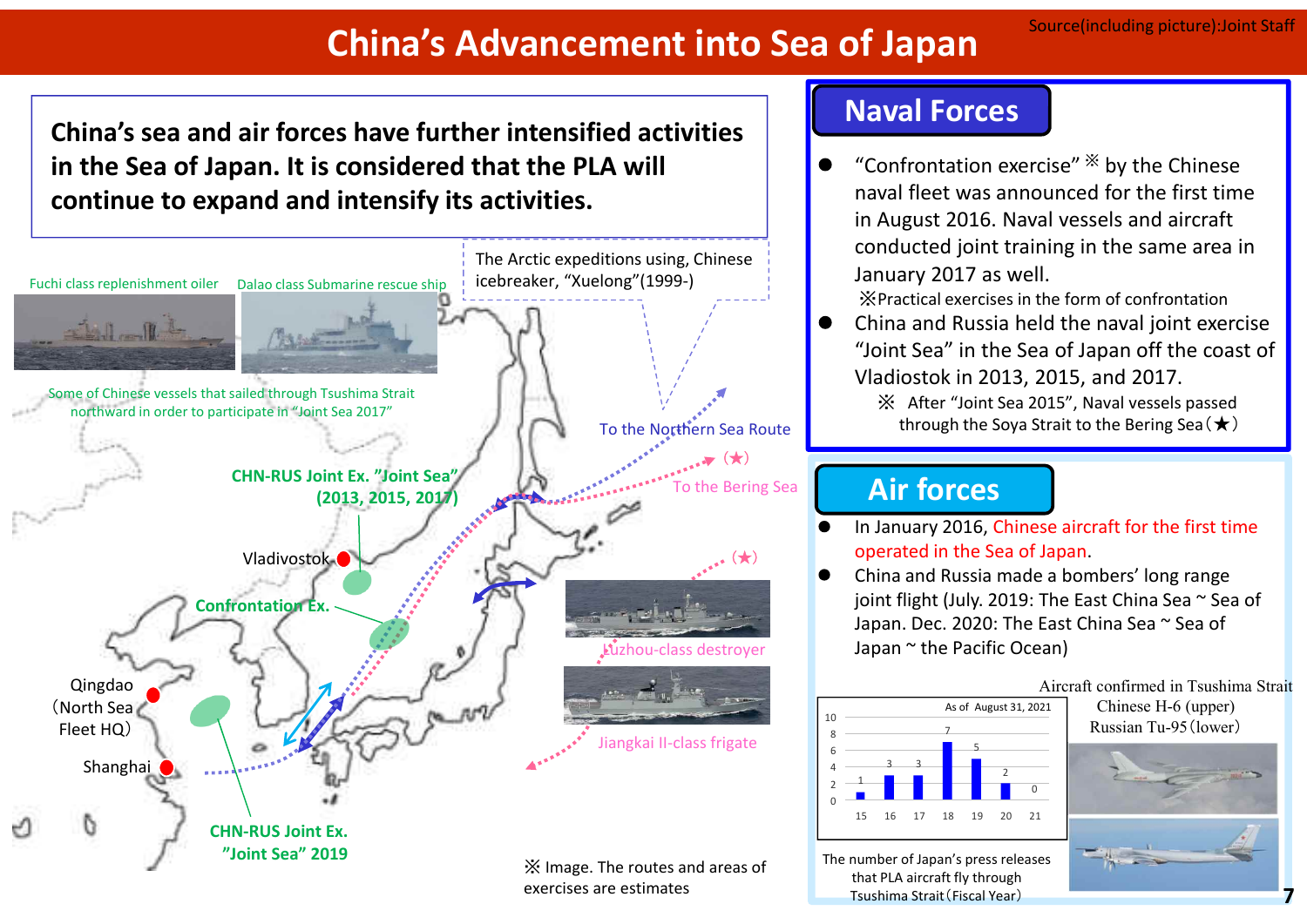# China's Advancement into Sea of Japan

Source(including picture):Joint Staff

**China's sea and air forces have further intensified activities in the Sea of Japan. It is considered that the PLA will continue to expand and intensify its activities.**

The Arctic expeditions using, Chinese icebreaker, "Xuelong"(1999-)

Fuchi class replenishment oiler

Dalao class Submarine rescue ship

Some of Chinese vessels that sailed through Tsushima Strait northward in order to participate in "Joint Sea 2017"

To the Northern Sea Route

(★)

To the Bering Sea

CHN-RUS Joint Ex. "Joint Sea" (2013, 2015, 2017)

Vladivostok

Confrontation Ex.

(★)

Luzhou-class destroyer

Jiangkai II-class frigate

Qingdao (North Sea Fleet HQ)

Shanghai

CHN-RUS Joint Ex. "Joint Sea" 2019

※ Image. The routes and areas of exercises are estimates

## Naval Forces

- "Confrontation exercise" ※ by the Chinese naval fleet was announced for the first time in August 2016. Naval vessels and aircraft conducted joint training in the same area in January 2017 as well.
  ※Practical exercises in the form of confrontation
- China and Russia held the naval joint exercise "Joint Sea" in the Sea of Japan off the coast of Vladiostok in 2013, 2015, and 2017.
  ※ After "Joint Sea 2015", Naval vessels passed through the Soya Strait to the Bering Sea (★)

## Air forces

- In January 2016, Chinese aircraft for the first time operated in the Sea of Japan.
- China and Russia made a bombers' long range joint flight (July. 2019: The East China Sea ~ Sea of Japan. Dec. 2020: The East China Sea ~ Sea of Japan ~ the Pacific Ocean)

As of August 31, 2021

10
8
6
4
2
0

1 3 3 7 5 2 0

15 16 17 18 19 20 21

The number of Japan's press releases that PLA aircraft fly through Tsushima Strait (Fiscal Year)

Aircraft confirmed in Tsushima Strait
Chinese H-6 (upper)
Russian Tu-95 (lower)